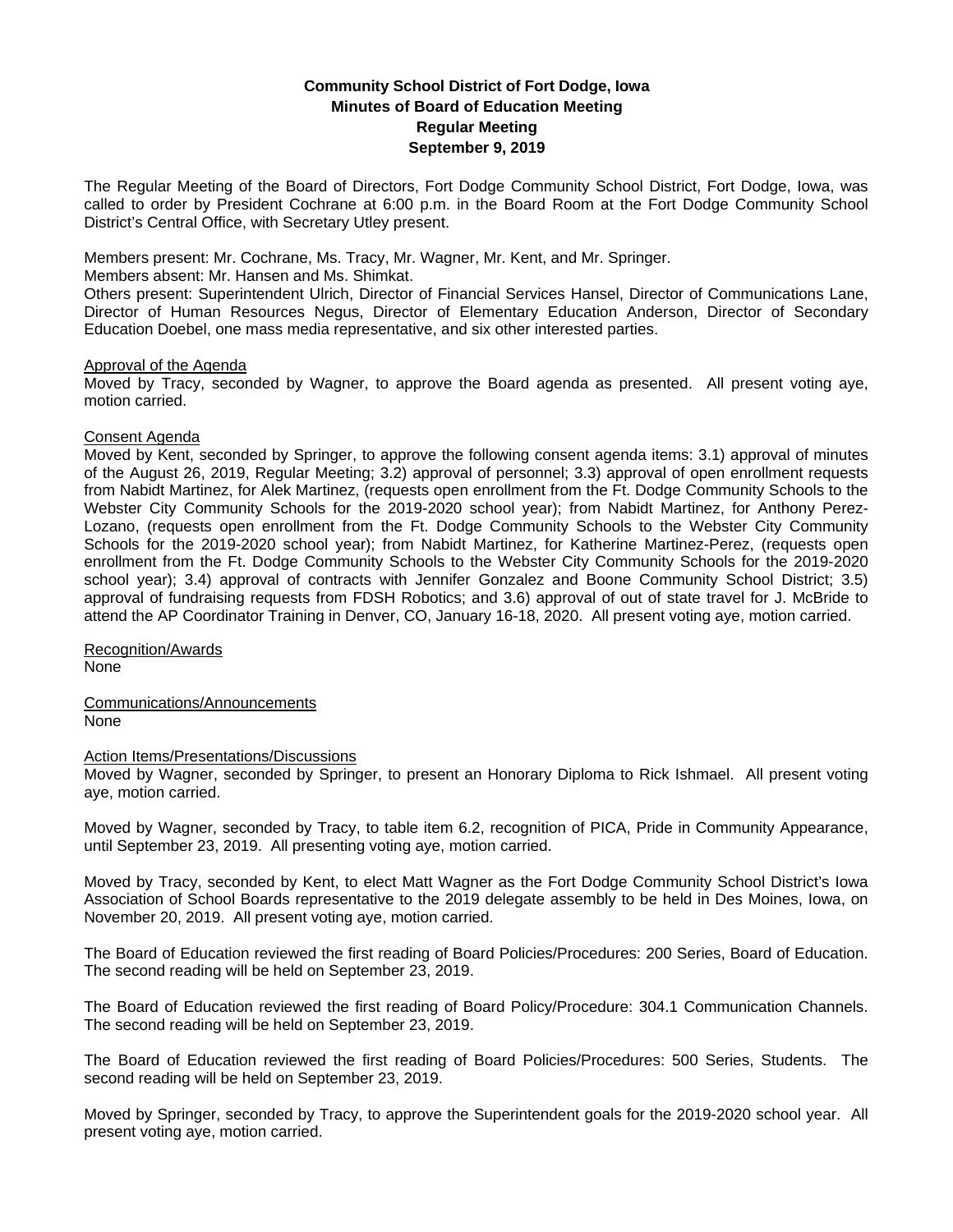**Community School District of Fort Dodge, Iowa**
**Minutes of Board of Education Meeting**
**Regular Meeting**
**September 9, 2019**

The Regular Meeting of the Board of Directors, Fort Dodge Community School District, Fort Dodge, Iowa, was called to order by President Cochrane at 6:00 p.m. in the Board Room at the Fort Dodge Community School District's Central Office, with Secretary Utley present.

Members present: Mr. Cochrane, Ms. Tracy, Mr. Wagner, Mr. Kent, and Mr. Springer.
Members absent: Mr. Hansen and Ms. Shimkat.
Others present: Superintendent Ulrich, Director of Financial Services Hansel, Director of Communications Lane, Director of Human Resources Negus, Director of Elementary Education Anderson, Director of Secondary Education Doebel, one mass media representative, and six other interested parties.

Approval of the Agenda
Moved by Tracy, seconded by Wagner, to approve the Board agenda as presented. All present voting aye, motion carried.

Consent Agenda
Moved by Kent, seconded by Springer, to approve the following consent agenda items: 3.1) approval of minutes of the August 26, 2019, Regular Meeting; 3.2) approval of personnel; 3.3) approval of open enrollment requests from Nabidt Martinez, for Alek Martinez, (requests open enrollment from the Ft. Dodge Community Schools to the Webster City Community Schools for the 2019-2020 school year); from Nabidt Martinez, for Anthony Perez-Lozano, (requests open enrollment from the Ft. Dodge Community Schools to the Webster City Community Schools for the 2019-2020 school year); from Nabidt Martinez, for Katherine Martinez-Perez, (requests open enrollment from the Ft. Dodge Community Schools to the Webster City Community Schools for the 2019-2020 school year); 3.4) approval of contracts with Jennifer Gonzalez and Boone Community School District; 3.5) approval of fundraising requests from FDSH Robotics; and 3.6) approval of out of state travel for J. McBride to attend the AP Coordinator Training in Denver, CO, January 16-18, 2020. All present voting aye, motion carried.

Recognition/Awards
None

Communications/Announcements
None

Action Items/Presentations/Discussions
Moved by Wagner, seconded by Springer, to present an Honorary Diploma to Rick Ishmael. All present voting aye, motion carried.

Moved by Wagner, seconded by Tracy, to table item 6.2, recognition of PICA, Pride in Community Appearance, until September 23, 2019. All presenting voting aye, motion carried.

Moved by Tracy, seconded by Kent, to elect Matt Wagner as the Fort Dodge Community School District's Iowa Association of School Boards representative to the 2019 delegate assembly to be held in Des Moines, Iowa, on November 20, 2019. All present voting aye, motion carried.

The Board of Education reviewed the first reading of Board Policies/Procedures: 200 Series, Board of Education. The second reading will be held on September 23, 2019.

The Board of Education reviewed the first reading of Board Policy/Procedure: 304.1 Communication Channels. The second reading will be held on September 23, 2019.

The Board of Education reviewed the first reading of Board Policies/Procedures: 500 Series, Students. The second reading will be held on September 23, 2019.

Moved by Springer, seconded by Tracy, to approve the Superintendent goals for the 2019-2020 school year. All present voting aye, motion carried.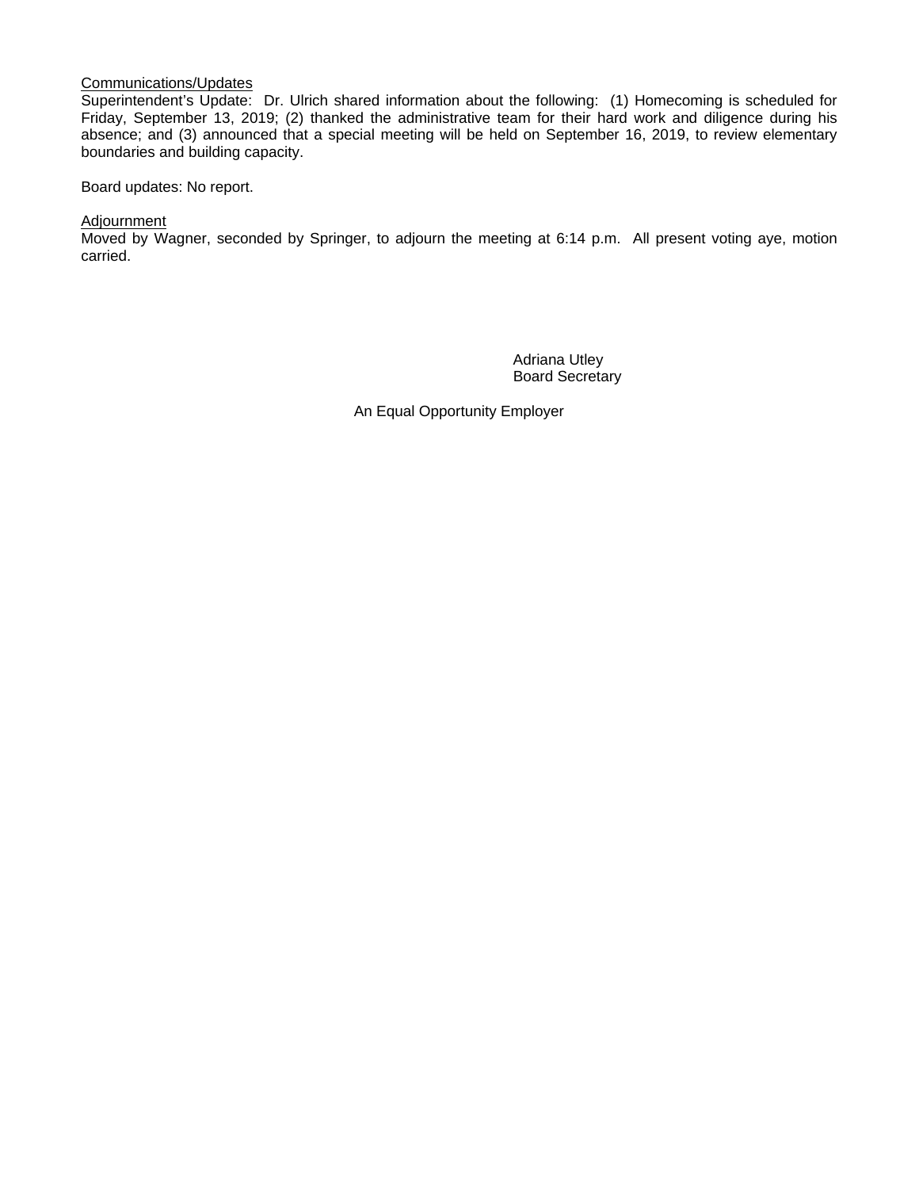<u>Communications/Updates</u>

Superintendent's Update: Dr. Ulrich shared information about the following: (1) Homecoming is scheduled for Friday, September 13, 2019; (2) thanked the administrative team for their hard work and diligence during his absence; and (3) announced that a special meeting will be held on September 16, 2019, to review elementary boundaries and building capacity.

Board updates: No report.

<u>Adjournment</u>

Moved by Wagner, seconded by Springer, to adjourn the meeting at 6:14 p.m. All present voting aye, motion carried.

Adriana Utley
Board Secretary

An Equal Opportunity Employer